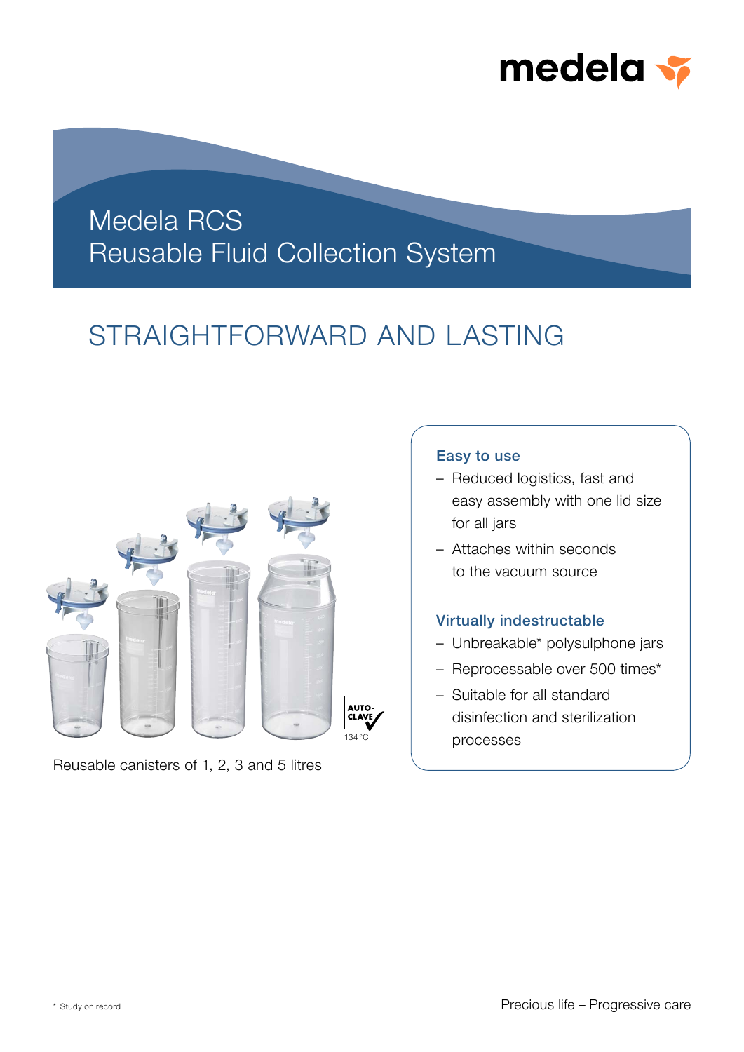medela

# Medela RCS
# Reusable Fluid Collection System

## STRAIGHTFORWARD AND LASTING

AUTO-CLAVE
134 °C

Reusable canisters of 1, 2, 3 and 5 litres

### Easy to use

- Reduced logistics, fast and easy assembly with one lid size for all jars
- Attaches within seconds to the vacuum source

### Virtually indestructable

- Unbreakable* polysulphone jars
- Reprocessable over 500 times*
- Suitable for all standard disinfection and sterilization processes

* Study on record

Precious life – Progressive care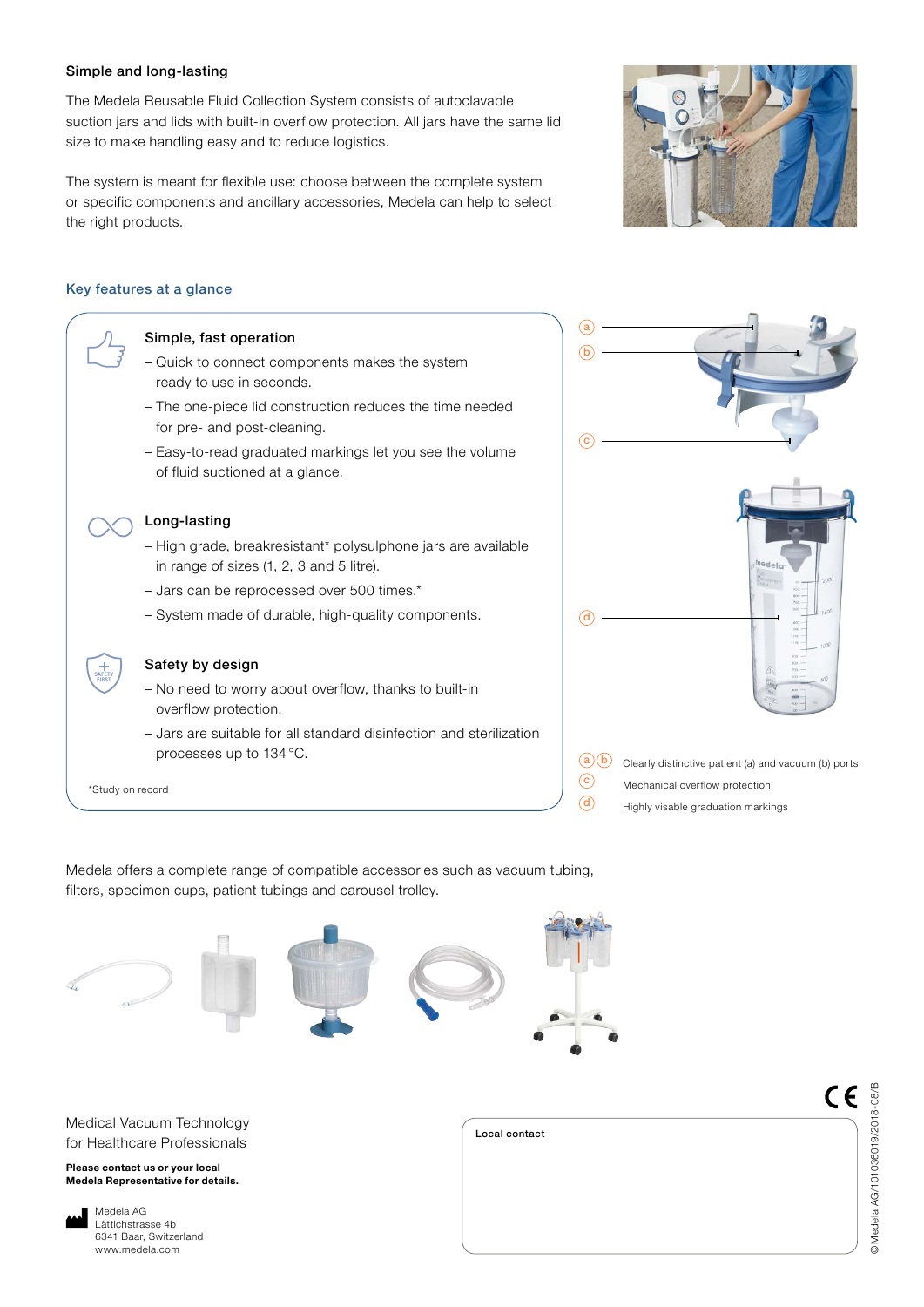## Simple and long-lasting

The Medela Reusable Fluid Collection System consists of autoclavable suction jars and lids with built-in overflow protection. All jars have the same lid size to make handling easy and to reduce logistics.

The system is meant for flexible use: choose between the complete system or specific components and ancillary accessories, Medela can help to select the right products.

## Key features at a glance

### Simple, fast operation

- Quick to connect components makes the system ready to use in seconds.
- The one-piece lid construction reduces the time needed for pre- and post-cleaning.
- Easy-to-read graduated markings let you see the volume of fluid suctioned at a glance.

### Long-lasting

- High grade, breakresistant* polysulphone jars are available in range of sizes (1, 2, 3 and 5 litre).
- Jars can be reprocessed over 500 times.*
- System made of durable, high-quality components.

### Safety by design

- No need to worry about overflow, thanks to built-in overflow protection.
- Jars are suitable for all standard disinfection and sterilization processes up to 134 °C.

*Study on record

a
b
c
d

(a)(b) Clearly distinctive patient (a) and vacuum (b) ports
(c) Mechanical overflow protection
(d) Highly visable graduation markings

Medela offers a complete range of compatible accessories such as vacuum tubing, filters, specimen cups, patient tubings and carousel trolley.

Medical Vacuum Technology
for Healthcare Professionals

**Please contact us or your local Medela Representative for details.**

Medela AG
Lättichstrasse 4b
6341 Baar, Switzerland
www.medela.com

Local contact

©Medela AG/101036019/2018-08/B